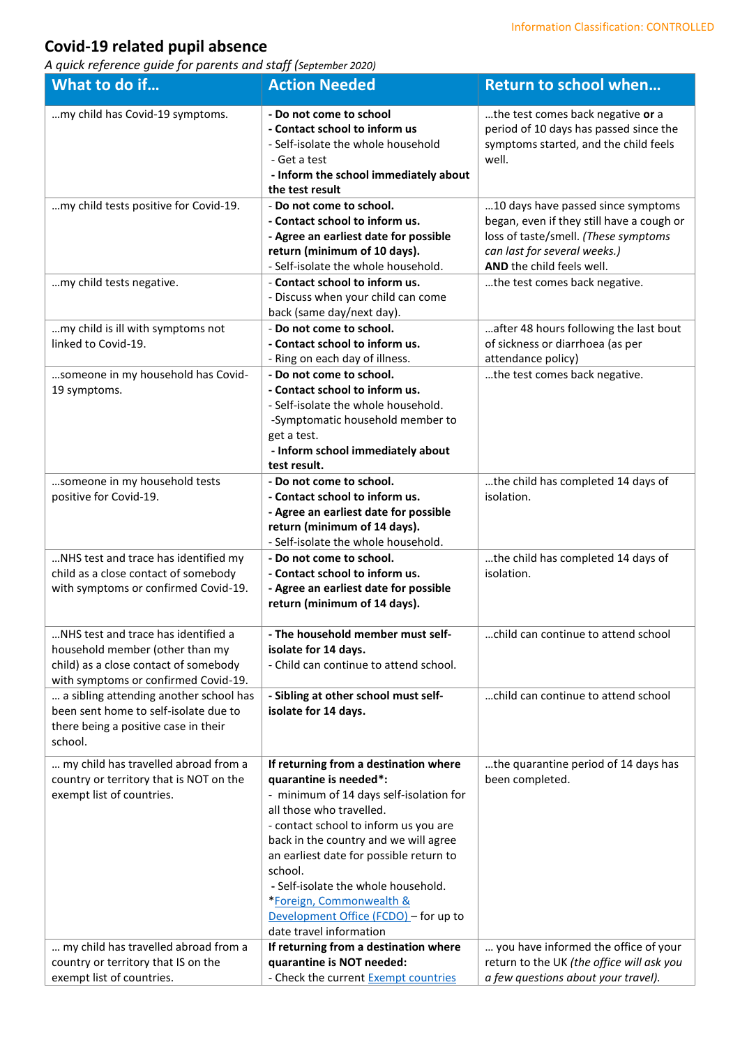Information Classification: CONTROLLED

## Covid-19 related pupil absence

*A quick reference guide for parents and staff (September 2020)*

| What to do if… | Action Needed | Return to school when… |
| --- | --- | --- |
| …my child has Covid-19 symptoms. | **- Do not come to school**<br>**- Contact school to inform us**<br>- Self-isolate the whole household<br>- Get a test<br>**- Inform the school immediately about the test result** | …the test comes back negative **or** a period of 10 days has passed since the symptoms started, and the child feels well. |
| …my child tests positive for Covid-19. | **- Do not come to school.**<br>**- Contact school to inform us.**<br>**- Agree an earliest date for possible return (minimum of 10 days).**<br>- Self-isolate the whole household. | …10 days have passed since symptoms began, even if they still have a cough or loss of taste/smell. *(These symptoms can last for several weeks.)*<br>**AND** the child feels well. |
| …my child tests negative. | **- Contact school to inform us.**<br>- Discuss when your child can come back (same day/next day). | …the test comes back negative. |
| …my child is ill with symptoms not linked to Covid-19. | **- Do not come to school.**<br>**- Contact school to inform us.**<br>- Ring on each day of illness. | …after 48 hours following the last bout of sickness or diarrhoea (as per attendance policy) |
| …someone in my household has Covid-19 symptoms. | **- Do not come to school.**<br>**- Contact school to inform us.**<br>- Self-isolate the whole household.<br>-Symptomatic household member to get a test.<br>**- Inform school immediately about test result.** | …the test comes back negative. |
| …someone in my household tests positive for Covid-19. | **- Do not come to school.**<br>**- Contact school to inform us.**<br>**- Agree an earliest date for possible return (minimum of 14 days).**<br>- Self-isolate the whole household. | …the child has completed 14 days of isolation. |
| …NHS test and trace has identified my child as a close contact of somebody with symptoms or confirmed Covid-19. | **- Do not come to school.**<br>**- Contact school to inform us.**<br>**- Agree an earliest date for possible return (minimum of 14 days).** | …the child has completed 14 days of isolation. |
| …NHS test and trace has identified a household member (other than my child) as a close contact of somebody with symptoms or confirmed Covid-19. | **- The household member must self-isolate for 14 days.**<br>- Child can continue to attend school. | …child can continue to attend school |
| … a sibling attending another school has been sent home to self-isolate due to there being a positive case in their school. | **- Sibling at other school must self-isolate for 14 days.** | …child can continue to attend school |
| … my child has travelled abroad from a country or territory that is NOT on the exempt list of countries. | **If returning from a destination where quarantine is needed*:**<br>- minimum of 14 days self-isolation for all those who travelled.<br>- contact school to inform us you are back in the country and we will agree an earliest date for possible return to school.<br>- Self-isolate the whole household.<br>*Foreign, Commonwealth & Development Office (FCDO) – for up to date travel information | …the quarantine period of 14 days has been completed. |
| … my child has travelled abroad from a country or territory that IS on the exempt list of countries. | **If returning from a destination where quarantine is NOT needed:**<br>- Check the current Exempt countries | … you have informed the office of your return to the UK *(the office will ask you a few questions about your travel).* |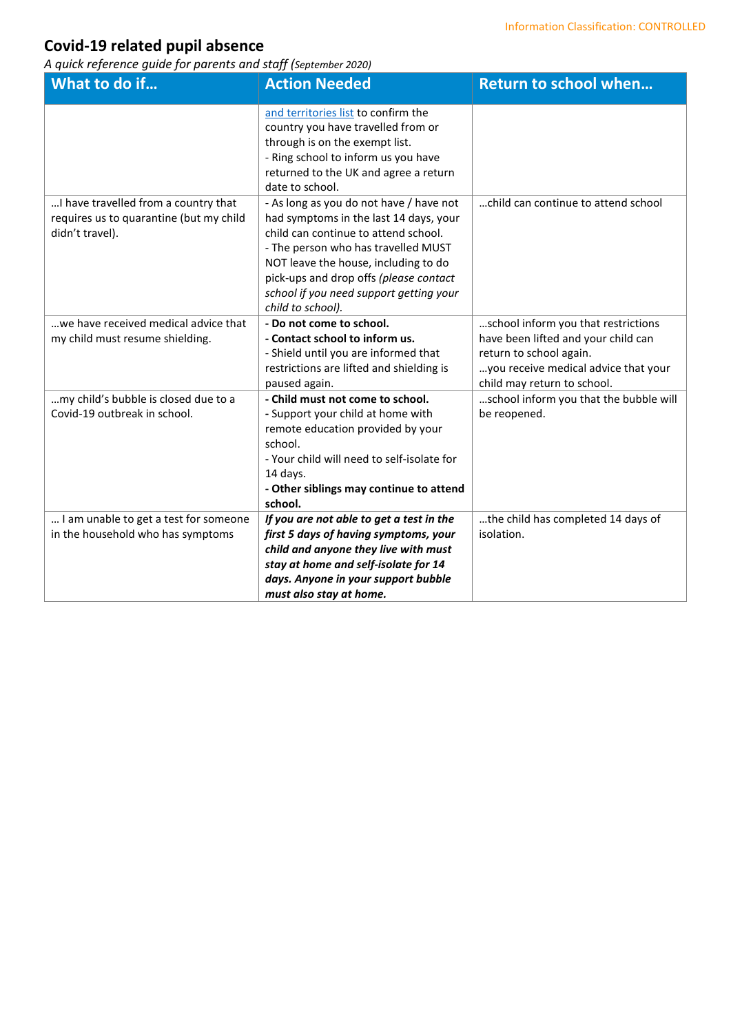## Covid-19 related pupil absence

*A quick reference guide for parents and staff (September 2020)*

| What to do if… | Action Needed | Return to school when… |
|---|---|---|
| | and territories list to confirm the country you have travelled from or through is on the exempt list.<br>- Ring school to inform us you have returned to the UK and agree a return date to school. | |
| …I have travelled from a country that requires us to quarantine (but my child didn't travel). | - As long as you do not have / have not had symptoms in the last 14 days, your child can continue to attend school.<br>- The person who has travelled MUST NOT leave the house, including to do pick-ups and drop offs *(please contact school if you need support getting your child to school).* | …child can continue to attend school |
| …we have received medical advice that my child must resume shielding. | **- Do not come to school.**<br>**- Contact school to inform us.**<br>- Shield until you are informed that restrictions are lifted and shielding is paused again. | …school inform you that restrictions have been lifted and your child can return to school again.<br>…you receive medical advice that your child may return to school. |
| …my child's bubble is closed due to a Covid-19 outbreak in school. | **- Child must not come to school.**<br>**-** Support your child at home with remote education provided by your school.<br>- Your child will need to self-isolate for 14 days.<br>**- Other siblings may continue to attend school.** | …school inform you that the bubble will be reopened. |
| … I am unable to get a test for someone in the household who has symptoms | ***If you are not able to get a test in the first 5 days of having symptoms, your child and anyone they live with must stay at home and self-isolate for 14 days. Anyone in your support bubble must also stay at home.*** | …the child has completed 14 days of isolation. |